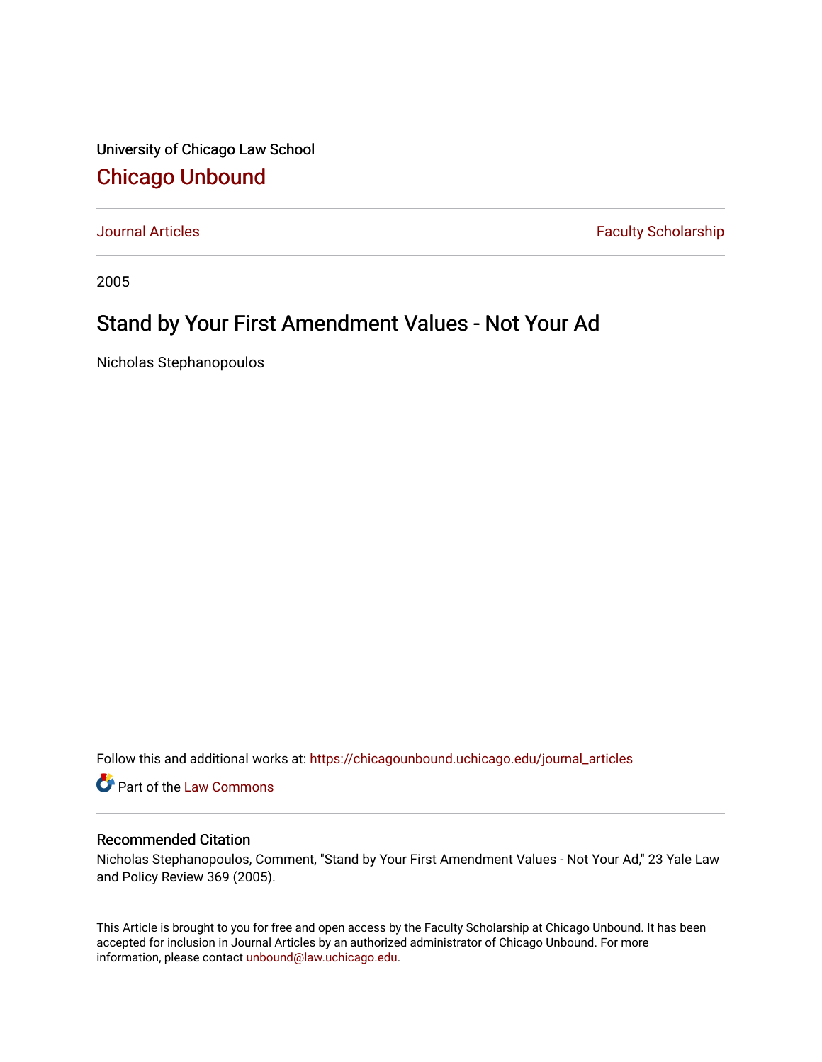University of Chicago Law School

# Chicago Unbound

Journal Articles | Faculty Scholarship

2005

## Stand by Your First Amendment Values - Not Your Ad

Nicholas Stephanopoulos

Follow this and additional works at: https://chicagounbound.uchicago.edu/journal_articles

Part of the Law Commons

### Recommended Citation

Nicholas Stephanopoulos, Comment, "Stand by Your First Amendment Values - Not Your Ad," 23 Yale Law and Policy Review 369 (2005).

This Article is brought to you for free and open access by the Faculty Scholarship at Chicago Unbound. It has been accepted for inclusion in Journal Articles by an authorized administrator of Chicago Unbound. For more information, please contact unbound@law.uchicago.edu.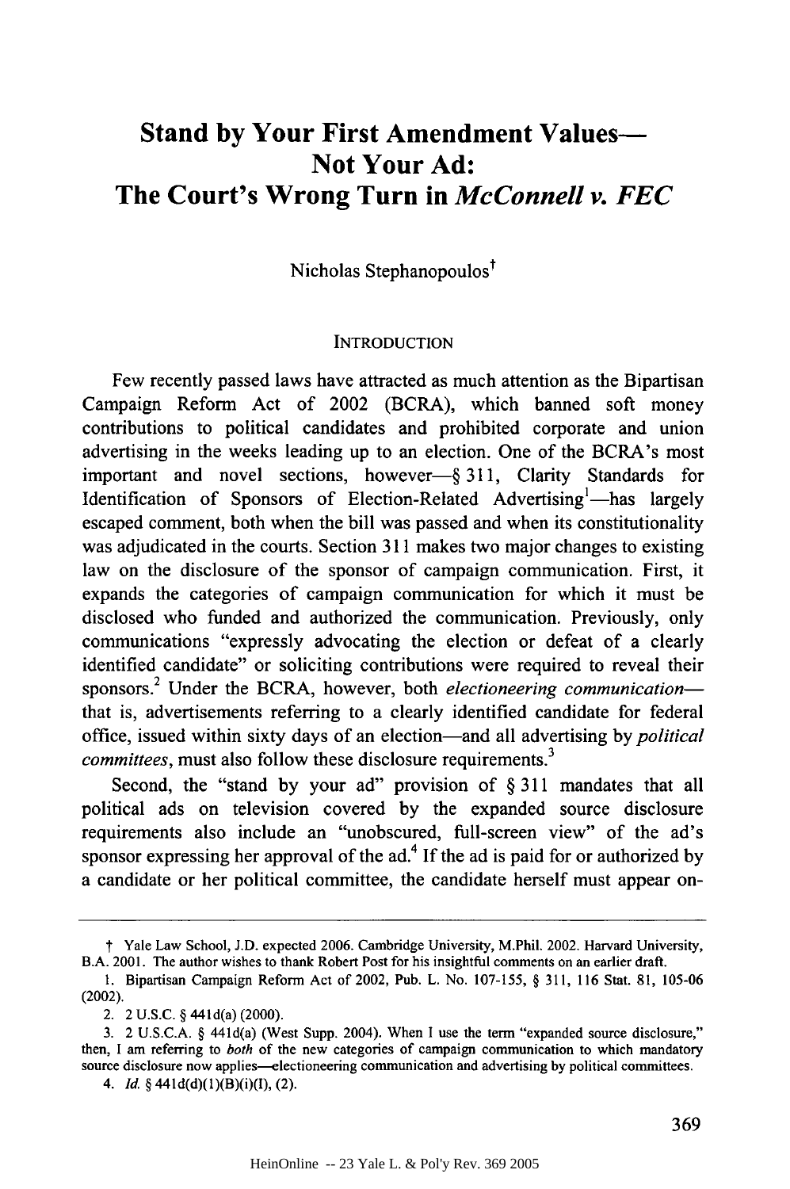# Stand by Your First Amendment Values—Not Your Ad: The Court's Wrong Turn in *McConnell v. FEC*

Nicholas Stephanopoulos†

## INTRODUCTION

Few recently passed laws have attracted as much attention as the Bipartisan Campaign Reform Act of 2002 (BCRA), which banned soft money contributions to political candidates and prohibited corporate and union advertising in the weeks leading up to an election. One of the BCRA's most important and novel sections, however—§ 311, Clarity Standards for Identification of Sponsors of Election-Related Advertising[1]—has largely escaped comment, both when the bill was passed and when its constitutionality was adjudicated in the courts. Section 311 makes two major changes to existing law on the disclosure of the sponsor of campaign communication. First, it expands the categories of campaign communication for which it must be disclosed who funded and authorized the communication. Previously, only communications "expressly advocating the election or defeat of a clearly identified candidate" or soliciting contributions were required to reveal their sponsors.[2] Under the BCRA, however, both *electioneering communication*—that is, advertisements referring to a clearly identified candidate for federal office, issued within sixty days of an election—and all advertising by *political committees*, must also follow these disclosure requirements.[3]

Second, the "stand by your ad" provision of § 311 mandates that all political ads on television covered by the expanded source disclosure requirements also include an "unobscured, full-screen view" of the ad's sponsor expressing her approval of the ad.[4] If the ad is paid for or authorized by a candidate or her political committee, the candidate herself must appear on-

---

† Yale Law School, J.D. expected 2006. Cambridge University, M.Phil. 2002. Harvard University, B.A. 2001. The author wishes to thank Robert Post for his insightful comments on an earlier draft.

1. Bipartisan Campaign Reform Act of 2002, Pub. L. No. 107-155, § 311, 116 Stat. 81, 105-06 (2002).

2. 2 U.S.C. § 441d(a) (2000).

3. 2 U.S.C.A. § 441d(a) (West Supp. 2004). When I use the term "expanded source disclosure," then, I am referring to *both* of the new categories of campaign communication to which mandatory source disclosure now applies—electioneering communication and advertising by political committees.

4. *Id.* § 441d(d)(1)(B)(i)(I), (2).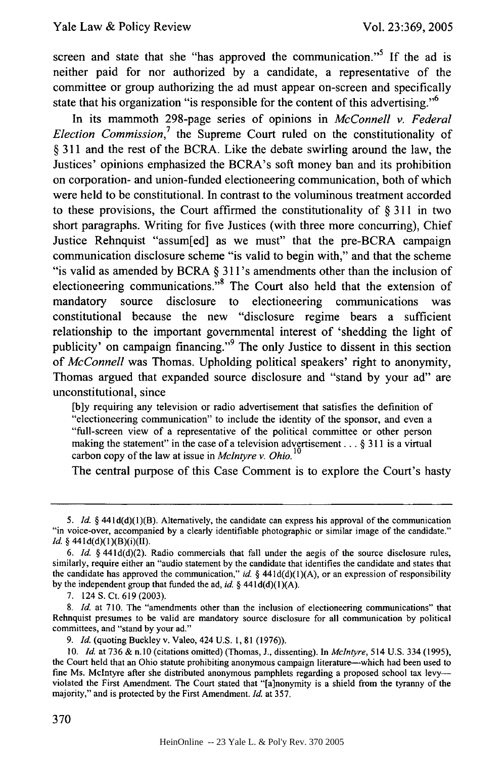screen and state that she "has approved the communication."[5] If the ad is neither paid for nor authorized by a candidate, a representative of the committee or group authorizing the ad must appear on-screen and specifically state that his organization "is responsible for the content of this advertising."[6]

In its mammoth 298-page series of opinions in *McConnell v. Federal Election Commission*,[7] the Supreme Court ruled on the constitutionality of § 311 and the rest of the BCRA. Like the debate swirling around the law, the Justices' opinions emphasized the BCRA's soft money ban and its prohibition on corporation- and union-funded electioneering communication, both of which were held to be constitutional. In contrast to the voluminous treatment accorded to these provisions, the Court affirmed the constitutionality of § 311 in two short paragraphs. Writing for five Justices (with three more concurring), Chief Justice Rehnquist "assum[ed] as we must" that the pre-BCRA campaign communication disclosure scheme "is valid to begin with," and that the scheme "is valid as amended by BCRA § 311's amendments other than the inclusion of electioneering communications."[8] The Court also held that the extension of mandatory source disclosure to electioneering communications was constitutional because the new "disclosure regime bears a sufficient relationship to the important governmental interest of 'shedding the light of publicity' on campaign financing."[9] The only Justice to dissent in this section of *McConnell* was Thomas. Upholding political speakers' right to anonymity, Thomas argued that expanded source disclosure and "stand by your ad" are unconstitutional, since

> [b]y requiring any television or radio advertisement that satisfies the definition of "electioneering communication" to include the identity of the sponsor, and even a "full-screen view of a representative of the political committee or other person making the statement" in the case of a television advertisement . . . § 311 is a virtual carbon copy of the law at issue in *McIntyre v. Ohio*.[10]

The central purpose of this Case Comment is to explore the Court's hasty

---

5. *Id.* § 441d(d)(1)(B). Alternatively, the candidate can express his approval of the communication "in voice-over, accompanied by a clearly identifiable photographic or similar image of the candidate." *Id.* § 441d(d)(1)(B)(i)(II).

6. *Id.* § 441d(d)(2). Radio commercials that fall under the aegis of the source disclosure rules, similarly, require either an "audio statement by the candidate that identifies the candidate and states that the candidate has approved the communication," *id.* § 441d(d)(1)(A), or an expression of responsibility by the independent group that funded the ad, *id.* § 441d(d)(1)(A).

7. 124 S. Ct. 619 (2003).

8. *Id.* at 710. The "amendments other than the inclusion of electioneering communications" that Rehnquist presumes to be valid are mandatory source disclosure for all communication by political committees, and "stand by your ad."

9. *Id.* (quoting Buckley v. Valeo, 424 U.S. 1, 81 (1976)).

10. *Id.* at 736 & n.10 (citations omitted) (Thomas, J., dissenting). In *McIntyre*, 514 U.S. 334 (1995), the Court held that an Ohio statute prohibiting anonymous campaign literature—which had been used to fine Ms. McIntyre after she distributed anonymous pamphlets regarding a proposed school tax levy—violated the First Amendment. The Court stated that "[a]nonymity is a shield from the tyranny of the majority," and is protected by the First Amendment. *Id.* at 357.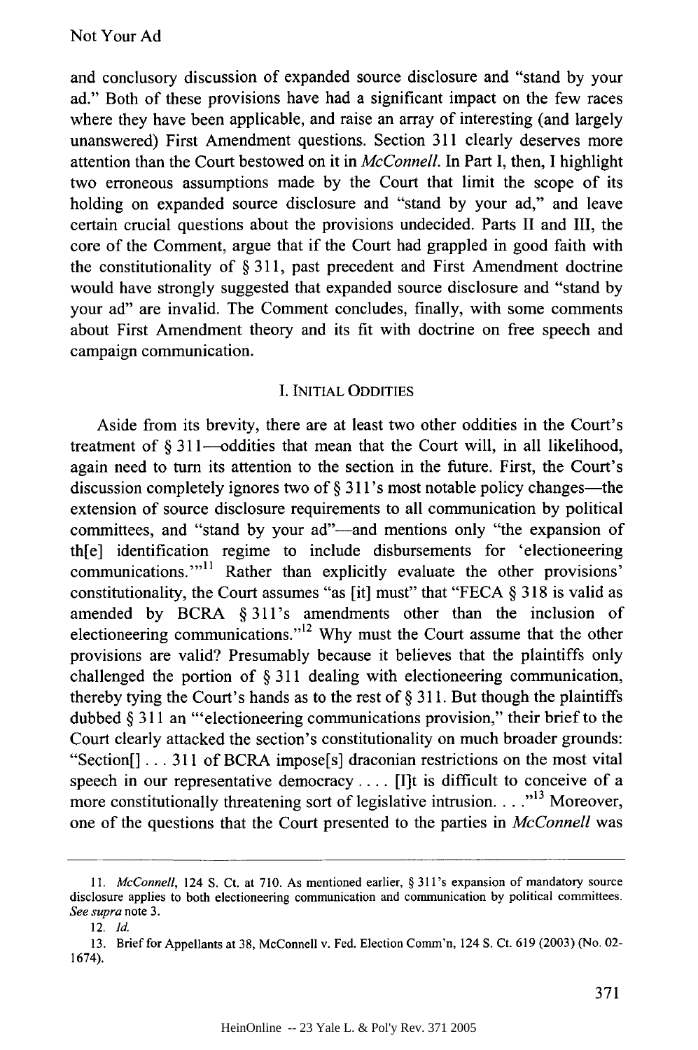and conclusory discussion of expanded source disclosure and "stand by your ad." Both of these provisions have had a significant impact on the few races where they have been applicable, and raise an array of interesting (and largely unanswered) First Amendment questions. Section 311 clearly deserves more attention than the Court bestowed on it in *McConnell*. In Part I, then, I highlight two erroneous assumptions made by the Court that limit the scope of its holding on expanded source disclosure and "stand by your ad," and leave certain crucial questions about the provisions undecided. Parts II and III, the core of the Comment, argue that if the Court had grappled in good faith with the constitutionality of § 311, past precedent and First Amendment doctrine would have strongly suggested that expanded source disclosure and "stand by your ad" are invalid. The Comment concludes, finally, with some comments about First Amendment theory and its fit with doctrine on free speech and campaign communication.

## I. INITIAL ODDITIES

Aside from its brevity, there are at least two other oddities in the Court's treatment of § 311—oddities that mean that the Court will, in all likelihood, again need to turn its attention to the section in the future. First, the Court's discussion completely ignores two of § 311's most notable policy changes—the extension of source disclosure requirements to all communication by political committees, and "stand by your ad"—and mentions only "the expansion of th[e] identification regime to include disbursements for 'electioneering communications.'"[11] Rather than explicitly evaluate the other provisions' constitutionality, the Court assumes "as [it] must" that "FECA § 318 is valid as amended by BCRA § 311's amendments other than the inclusion of electioneering communications."[12] Why must the Court assume that the other provisions are valid? Presumably because it believes that the plaintiffs only challenged the portion of § 311 dealing with electioneering communication, thereby tying the Court's hands as to the rest of § 311. But though the plaintiffs dubbed § 311 an "'electioneering communications provision," their brief to the Court clearly attacked the section's constitutionality on much broader grounds: "Section[] . . . 311 of BCRA impose[s] draconian restrictions on the most vital speech in our representative democracy . . . . [I]t is difficult to conceive of a more constitutionally threatening sort of legislative intrusion. . . ."[13] Moreover, one of the questions that the Court presented to the parties in *McConnell* was

---

11. *McConnell*, 124 S. Ct. at 710. As mentioned earlier, § 311's expansion of mandatory source disclosure applies to both electioneering communication and communication by political committees. *See supra* note 3.

12. *Id.*

13. Brief for Appellants at 38, McConnell v. Fed. Election Comm'n, 124 S. Ct. 619 (2003) (No. 02-1674).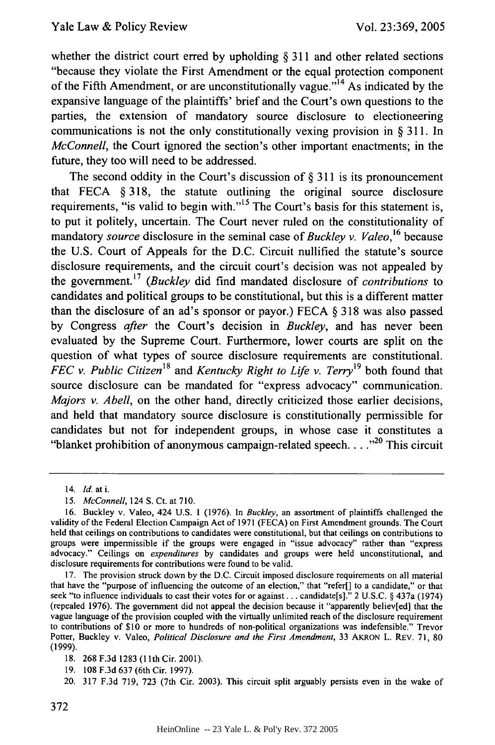whether the district court erred by upholding § 311 and other related sections "because they violate the First Amendment or the equal protection component of the Fifth Amendment, or are unconstitutionally vague."[14] As indicated by the expansive language of the plaintiffs' brief and the Court's own questions to the parties, the extension of mandatory source disclosure to electioneering communications is not the only constitutionally vexing provision in § 311. In *McConnell*, the Court ignored the section's other important enactments; in the future, they too will need to be addressed.

The second oddity in the Court's discussion of § 311 is its pronouncement that FECA § 318, the statute outlining the original source disclosure requirements, "is valid to begin with."[15] The Court's basis for this statement is, to put it politely, uncertain. The Court never ruled on the constitutionality of mandatory *source* disclosure in the seminal case of *Buckley v. Valeo*,[16] because the U.S. Court of Appeals for the D.C. Circuit nullified the statute's source disclosure requirements, and the circuit court's decision was not appealed by the government.[17] (*Buckley* did find mandated disclosure of *contributions* to candidates and political groups to be constitutional, but this is a different matter than the disclosure of an ad's sponsor or payor.) FECA § 318 was also passed by Congress *after* the Court's decision in *Buckley*, and has never been evaluated by the Supreme Court. Furthermore, lower courts are split on the question of what types of source disclosure requirements are constitutional. *FEC v. Public Citizen*[18] and *Kentucky Right to Life v. Terry*[19] both found that source disclosure can be mandated for "express advocacy" communication. *Majors v. Abell*, on the other hand, directly criticized those earlier decisions, and held that mandatory source disclosure is constitutionally permissible for candidates but not for independent groups, in whose case it constitutes a "blanket prohibition of anonymous campaign-related speech. . . ."[20] This circuit

---

14. *Id.* at i.

15. *McConnell*, 124 S. Ct. at 710.

16. Buckley v. Valeo, 424 U.S. 1 (1976). In *Buckley*, an assortment of plaintiffs challenged the validity of the Federal Election Campaign Act of 1971 (FECA) on First Amendment grounds. The Court held that ceilings on contributions to candidates were constitutional, but that ceilings on contributions to groups were impermissible if the groups were engaged in "issue advocacy" rather than "express advocacy." Ceilings on *expenditures* by candidates and groups were held unconstitutional, and disclosure requirements for contributions were found to be valid.

17. The provision struck down by the D.C. Circuit imposed disclosure requirements on all material that have the "purpose of influencing the outcome of an election," that "refer[] to a candidate," or that seek "to influence individuals to cast their votes for or against . . . candidate[s]." 2 U.S.C. § 437a (1974) (repealed 1976). The government did not appeal the decision because it "apparently believ[ed] that the vague language of the provision coupled with the virtually unlimited reach of the disclosure requirement to contributions of $10 or more to hundreds of non-political organizations was indefensible." Trevor Potter, Buckley v. Valeo, *Political Disclosure and the First Amendment*, 33 AKRON L. REV. 71, 80 (1999).

18. 268 F.3d 1283 (11th Cir. 2001).

19. 108 F.3d 637 (6th Cir. 1997).

20. 317 F.3d 719, 723 (7th Cir. 2003). This circuit split arguably persists even in the wake of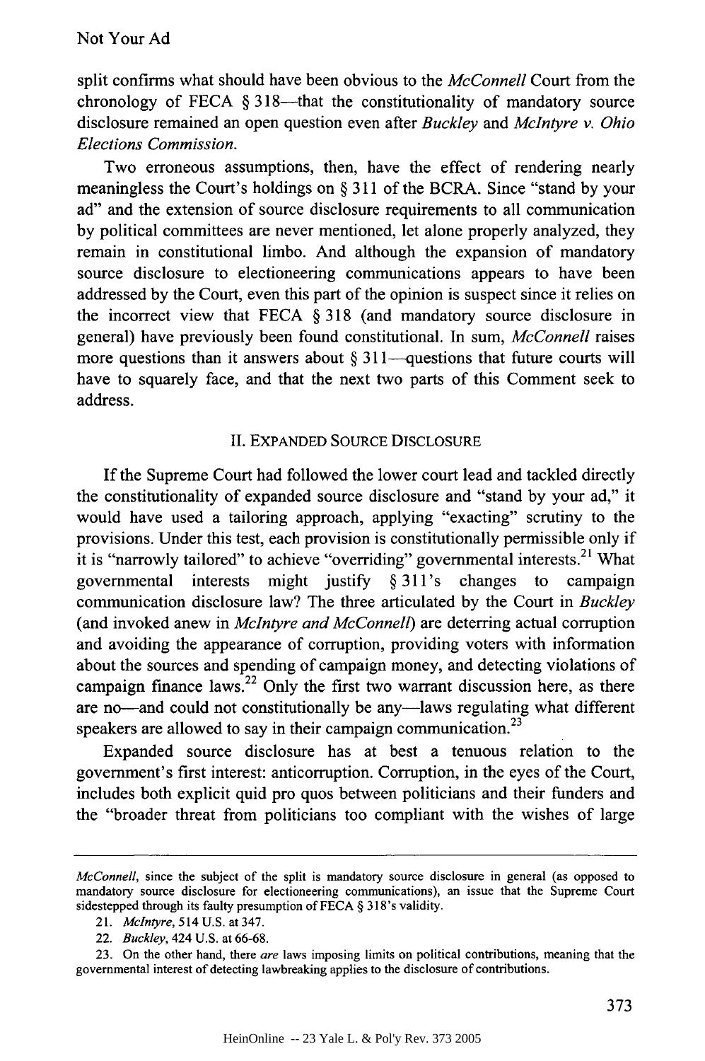split confirms what should have been obvious to the *McConnell* Court from the chronology of FECA § 318—that the constitutionality of mandatory source disclosure remained an open question even after *Buckley* and *McIntyre v. Ohio Elections Commission*.

Two erroneous assumptions, then, have the effect of rendering nearly meaningless the Court's holdings on § 311 of the BCRA. Since "stand by your ad" and the extension of source disclosure requirements to all communication by political committees are never mentioned, let alone properly analyzed, they remain in constitutional limbo. And although the expansion of mandatory source disclosure to electioneering communications appears to have been addressed by the Court, even this part of the opinion is suspect since it relies on the incorrect view that FECA § 318 (and mandatory source disclosure in general) have previously been found constitutional. In sum, *McConnell* raises more questions than it answers about § 311—questions that future courts will have to squarely face, and that the next two parts of this Comment seek to address.

## II. EXPANDED SOURCE DISCLOSURE

If the Supreme Court had followed the lower court lead and tackled directly the constitutionality of expanded source disclosure and "stand by your ad," it would have used a tailoring approach, applying "exacting" scrutiny to the provisions. Under this test, each provision is constitutionally permissible only if it is "narrowly tailored" to achieve "overriding" governmental interests.[21] What governmental interests might justify § 311's changes to campaign communication disclosure law? The three articulated by the Court in *Buckley* (and invoked anew in *McIntyre and McConnell*) are deterring actual corruption and avoiding the appearance of corruption, providing voters with information about the sources and spending of campaign money, and detecting violations of campaign finance laws.[22] Only the first two warrant discussion here, as there are no—and could not constitutionally be any—laws regulating what different speakers are allowed to say in their campaign communication.[23]

Expanded source disclosure has at best a tenuous relation to the government's first interest: anticorruption. Corruption, in the eyes of the Court, includes both explicit quid pro quos between politicians and their funders and the "broader threat from politicians too compliant with the wishes of large

---

*McConnell*, since the subject of the split is mandatory source disclosure in general (as opposed to mandatory source disclosure for electioneering communications), an issue that the Supreme Court sidestepped through its faulty presumption of FECA § 318's validity.

21. *McIntyre*, 514 U.S. at 347.

22. *Buckley*, 424 U.S. at 66-68.

23. On the other hand, there *are* laws imposing limits on political contributions, meaning that the governmental interest of detecting lawbreaking applies to the disclosure of contributions.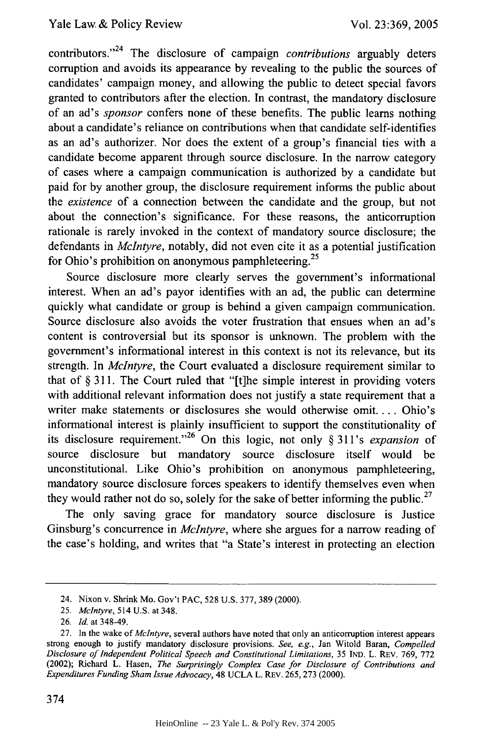contributors."[24] The disclosure of campaign *contributions* arguably deters corruption and avoids its appearance by revealing to the public the sources of candidates' campaign money, and allowing the public to detect special favors granted to contributors after the election. In contrast, the mandatory disclosure of an ad's *sponsor* confers none of these benefits. The public learns nothing about a candidate's reliance on contributions when that candidate self-identifies as an ad's authorizer. Nor does the extent of a group's financial ties with a candidate become apparent through source disclosure. In the narrow category of cases where a campaign communication is authorized by a candidate but paid for by another group, the disclosure requirement informs the public about the *existence* of a connection between the candidate and the group, but not about the connection's significance. For these reasons, the anticorruption rationale is rarely invoked in the context of mandatory source disclosure; the defendants in *McIntyre*, notably, did not even cite it as a potential justification for Ohio's prohibition on anonymous pamphleteering.[25]

Source disclosure more clearly serves the government's informational interest. When an ad's payor identifies with an ad, the public can determine quickly what candidate or group is behind a given campaign communication. Source disclosure also avoids the voter frustration that ensues when an ad's content is controversial but its sponsor is unknown. The problem with the government's informational interest in this context is not its relevance, but its strength. In *McIntyre*, the Court evaluated a disclosure requirement similar to that of § 311. The Court ruled that "[t]he simple interest in providing voters with additional relevant information does not justify a state requirement that a writer make statements or disclosures she would otherwise omit. . . . Ohio's informational interest is plainly insufficient to support the constitutionality of its disclosure requirement."[26] On this logic, not only § 311's *expansion* of source disclosure but mandatory source disclosure itself would be unconstitutional. Like Ohio's prohibition on anonymous pamphleteering, mandatory source disclosure forces speakers to identify themselves even when they would rather not do so, solely for the sake of better informing the public.[27]

The only saving grace for mandatory source disclosure is Justice Ginsburg's concurrence in *McIntyre*, where she argues for a narrow reading of the case's holding, and writes that "a State's interest in protecting an election

---

24. Nixon v. Shrink Mo. Gov't PAC, 528 U.S. 377, 389 (2000).

25. *McIntyre*, 514 U.S. at 348.

26. *Id.* at 348-49.

27. In the wake of *McIntyre*, several authors have noted that only an anticorruption interest appears strong enough to justify mandatory disclosure provisions. *See, e.g.*, Jan Witold Baran, *Compelled Disclosure of Independent Political Speech and Constitutional Limitations*, 35 IND. L. REV. 769, 772 (2002); Richard L. Hasen, *The Surprisingly Complex Case for Disclosure of Contributions and Expenditures Funding Sham Issue Advocacy*, 48 UCLA L. REV. 265, 273 (2000).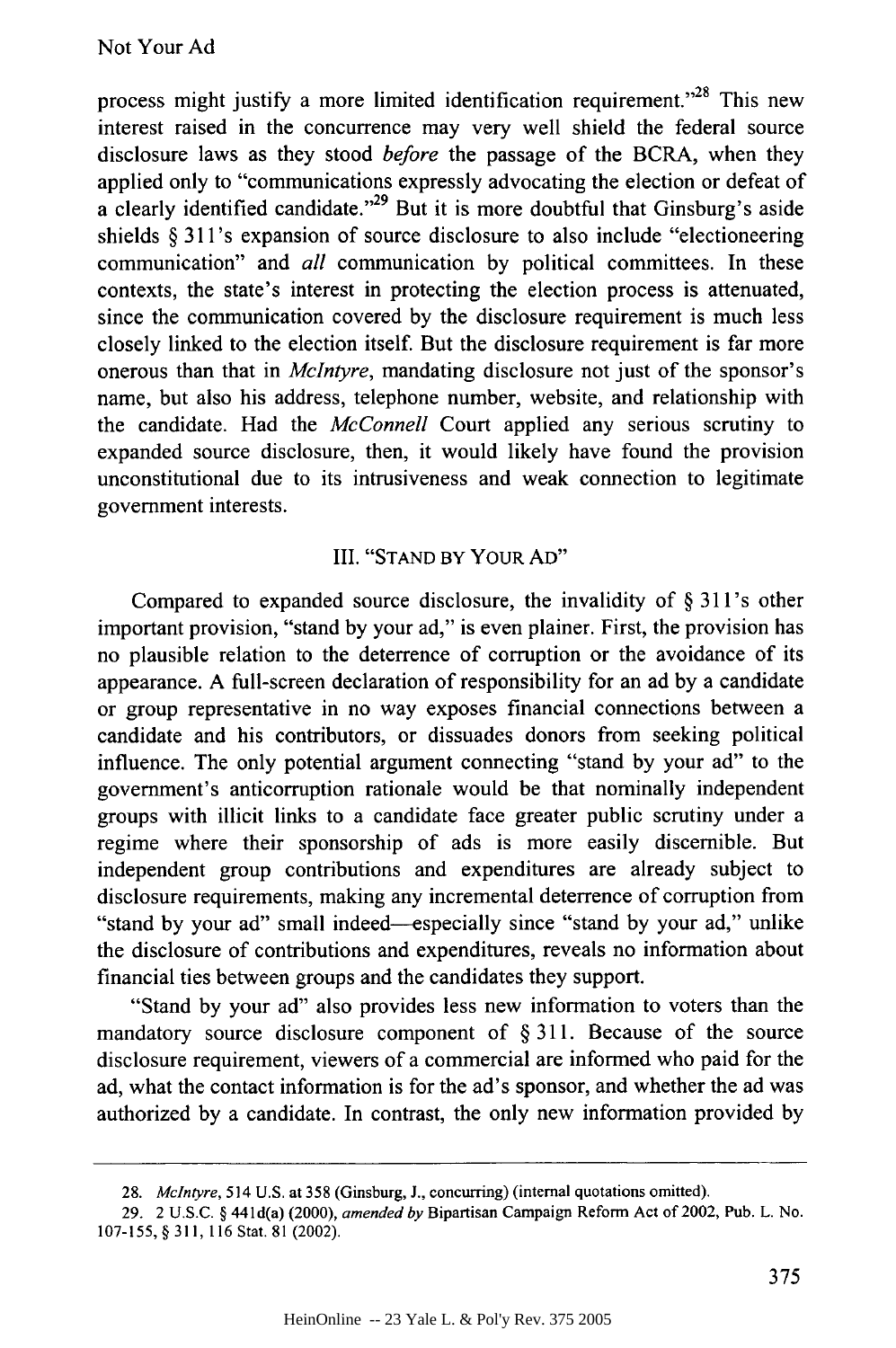process might justify a more limited identification requirement."[28] This new interest raised in the concurrence may very well shield the federal source disclosure laws as they stood *before* the passage of the BCRA, when they applied only to "communications expressly advocating the election or defeat of a clearly identified candidate."[29] But it is more doubtful that Ginsburg's aside shields § 311's expansion of source disclosure to also include "electioneering communication" and *all* communication by political committees. In these contexts, the state's interest in protecting the election process is attenuated, since the communication covered by the disclosure requirement is much less closely linked to the election itself. But the disclosure requirement is far more onerous than that in *McIntyre*, mandating disclosure not just of the sponsor's name, but also his address, telephone number, website, and relationship with the candidate. Had the *McConnell* Court applied any serious scrutiny to expanded source disclosure, then, it would likely have found the provision unconstitutional due to its intrusiveness and weak connection to legitimate government interests.

## III. "STAND BY YOUR AD"

Compared to expanded source disclosure, the invalidity of § 311's other important provision, "stand by your ad," is even plainer. First, the provision has no plausible relation to the deterrence of corruption or the avoidance of its appearance. A full-screen declaration of responsibility for an ad by a candidate or group representative in no way exposes financial connections between a candidate and his contributors, or dissuades donors from seeking political influence. The only potential argument connecting "stand by your ad" to the government's anticorruption rationale would be that nominally independent groups with illicit links to a candidate face greater public scrutiny under a regime where their sponsorship of ads is more easily discernible. But independent group contributions and expenditures are already subject to disclosure requirements, making any incremental deterrence of corruption from "stand by your ad" small indeed—especially since "stand by your ad," unlike the disclosure of contributions and expenditures, reveals no information about financial ties between groups and the candidates they support.

"Stand by your ad" also provides less new information to voters than the mandatory source disclosure component of § 311. Because of the source disclosure requirement, viewers of a commercial are informed who paid for the ad, what the contact information is for the ad's sponsor, and whether the ad was authorized by a candidate. In contrast, the only new information provided by

---

28. *McIntyre*, 514 U.S. at 358 (Ginsburg, J., concurring) (internal quotations omitted).

29. 2 U.S.C. § 441d(a) (2000), *amended by* Bipartisan Campaign Reform Act of 2002, Pub. L. No. 107-155, § 311, 116 Stat. 81 (2002).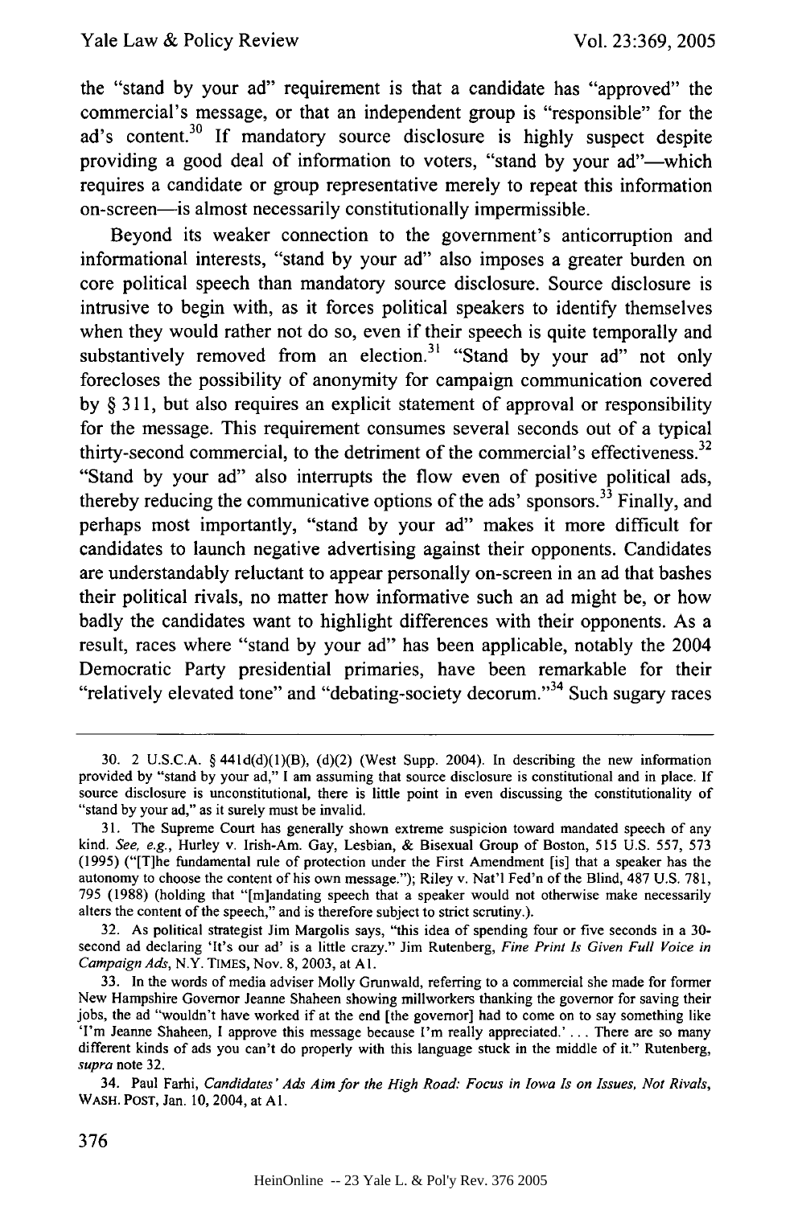the "stand by your ad" requirement is that a candidate has "approved" the commercial's message, or that an independent group is "responsible" for the ad's content.[30] If mandatory source disclosure is highly suspect despite providing a good deal of information to voters, "stand by your ad"—which requires a candidate or group representative merely to repeat this information on-screen—is almost necessarily constitutionally impermissible.

Beyond its weaker connection to the government's anticorruption and informational interests, "stand by your ad" also imposes a greater burden on core political speech than mandatory source disclosure. Source disclosure is intrusive to begin with, as it forces political speakers to identify themselves when they would rather not do so, even if their speech is quite temporally and substantively removed from an election.[31] "Stand by your ad" not only forecloses the possibility of anonymity for campaign communication covered by § 311, but also requires an explicit statement of approval or responsibility for the message. This requirement consumes several seconds out of a typical thirty-second commercial, to the detriment of the commercial's effectiveness.[32] "Stand by your ad" also interrupts the flow even of positive political ads, thereby reducing the communicative options of the ads' sponsors.[33] Finally, and perhaps most importantly, "stand by your ad" makes it more difficult for candidates to launch negative advertising against their opponents. Candidates are understandably reluctant to appear personally on-screen in an ad that bashes their political rivals, no matter how informative such an ad might be, or how badly the candidates want to highlight differences with their opponents. As a result, races where "stand by your ad" has been applicable, notably the 2004 Democratic Party presidential primaries, have been remarkable for their "relatively elevated tone" and "debating-society decorum."[34] Such sugary races

---

30. 2 U.S.C.A. § 441d(d)(1)(B), (d)(2) (West Supp. 2004). In describing the new information provided by "stand by your ad," I am assuming that source disclosure is constitutional and in place. If source disclosure is unconstitutional, there is little point in even discussing the constitutionality of "stand by your ad," as it surely must be invalid.

31. The Supreme Court has generally shown extreme suspicion toward mandated speech of any kind. *See, e.g.*, Hurley v. Irish-Am. Gay, Lesbian, & Bisexual Group of Boston, 515 U.S. 557, 573 (1995) ("[T]he fundamental rule of protection under the First Amendment [is] that a speaker has the autonomy to choose the content of his own message."); Riley v. Nat'l Fed'n of the Blind, 487 U.S. 781, 795 (1988) (holding that "[m]andating speech that a speaker would not otherwise make necessarily alters the content of the speech," and is therefore subject to strict scrutiny.).

32. As political strategist Jim Margolis says, "this idea of spending four or five seconds in a 30-second ad declaring 'It's our ad' is a little crazy." Jim Rutenberg, *Fine Print Is Given Full Voice in Campaign Ads*, N.Y. TIMES, Nov. 8, 2003, at A1.

33. In the words of media adviser Molly Grunwald, referring to a commercial she made for former New Hampshire Governor Jeanne Shaheen showing millworkers thanking the governor for saving their jobs, the ad "wouldn't have worked if at the end [the governor] had to come on to say something like 'I'm Jeanne Shaheen, I approve this message because I'm really appreciated.' ... There are so many different kinds of ads you can't do properly with this language stuck in the middle of it." Rutenberg, *supra* note 32.

34. Paul Farhi, *Candidates' Ads Aim for the High Road: Focus in Iowa Is on Issues, Not Rivals*, WASH. POST, Jan. 10, 2004, at A1.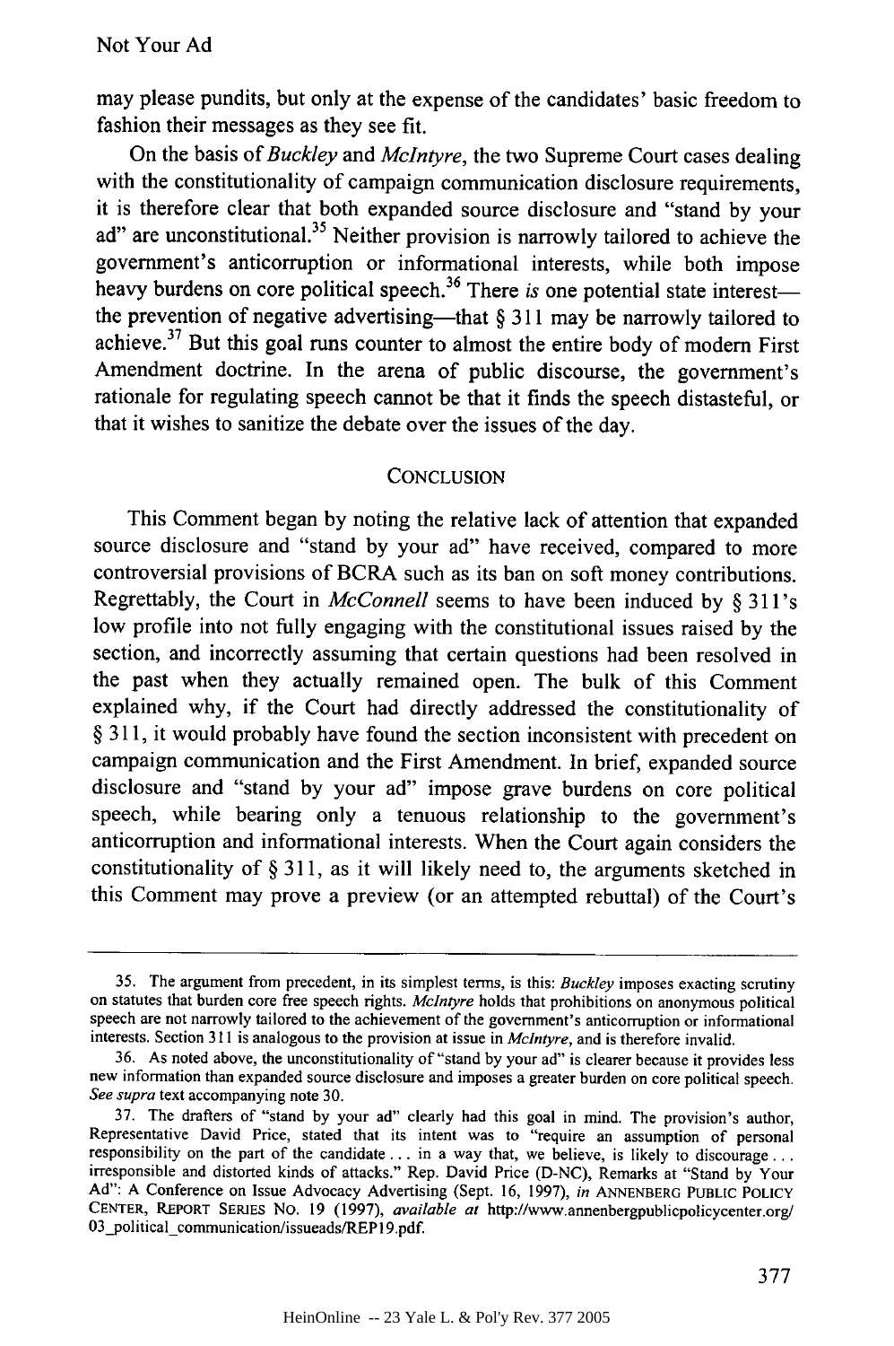may please pundits, but only at the expense of the candidates' basic freedom to fashion their messages as they see fit.

On the basis of *Buckley* and *McIntyre*, the two Supreme Court cases dealing with the constitutionality of campaign communication disclosure requirements, it is therefore clear that both expanded source disclosure and "stand by your ad" are unconstitutional.[35] Neither provision is narrowly tailored to achieve the government's anticorruption or informational interests, while both impose heavy burdens on core political speech.[36] There *is* one potential state interest—the prevention of negative advertising—that § 311 may be narrowly tailored to achieve.[37] But this goal runs counter to almost the entire body of modern First Amendment doctrine. In the arena of public discourse, the government's rationale for regulating speech cannot be that it finds the speech distasteful, or that it wishes to sanitize the debate over the issues of the day.

## CONCLUSION

This Comment began by noting the relative lack of attention that expanded source disclosure and "stand by your ad" have received, compared to more controversial provisions of BCRA such as its ban on soft money contributions. Regrettably, the Court in *McConnell* seems to have been induced by § 311's low profile into not fully engaging with the constitutional issues raised by the section, and incorrectly assuming that certain questions had been resolved in the past when they actually remained open. The bulk of this Comment explained why, if the Court had directly addressed the constitutionality of § 311, it would probably have found the section inconsistent with precedent on campaign communication and the First Amendment. In brief, expanded source disclosure and "stand by your ad" impose grave burdens on core political speech, while bearing only a tenuous relationship to the government's anticorruption and informational interests. When the Court again considers the constitutionality of § 311, as it will likely need to, the arguments sketched in this Comment may prove a preview (or an attempted rebuttal) of the Court's

---

35. The argument from precedent, in its simplest terms, is this: *Buckley* imposes exacting scrutiny on statutes that burden core free speech rights. *McIntyre* holds that prohibitions on anonymous political speech are not narrowly tailored to the achievement of the government's anticorruption or informational interests. Section 311 is analogous to the provision at issue in *McIntyre*, and is therefore invalid.

36. As noted above, the unconstitutionality of "stand by your ad" is clearer because it provides less new information than expanded source disclosure and imposes a greater burden on core political speech. *See supra* text accompanying note 30.

37. The drafters of "stand by your ad" clearly had this goal in mind. The provision's author, Representative David Price, stated that its intent was to "require an assumption of personal responsibility on the part of the candidate . . . in a way that, we believe, is likely to discourage . . . irresponsible and distorted kinds of attacks." Rep. David Price (D-NC), Remarks at "Stand by Your Ad": A Conference on Issue Advocacy Advertising (Sept. 16, 1997), *in* ANNENBERG PUBLIC POLICY CENTER, REPORT SERIES NO. 19 (1997), *available at* http://www.annenbergpublicpolicycenter.org/03_political_communication/issueads/REP19.pdf.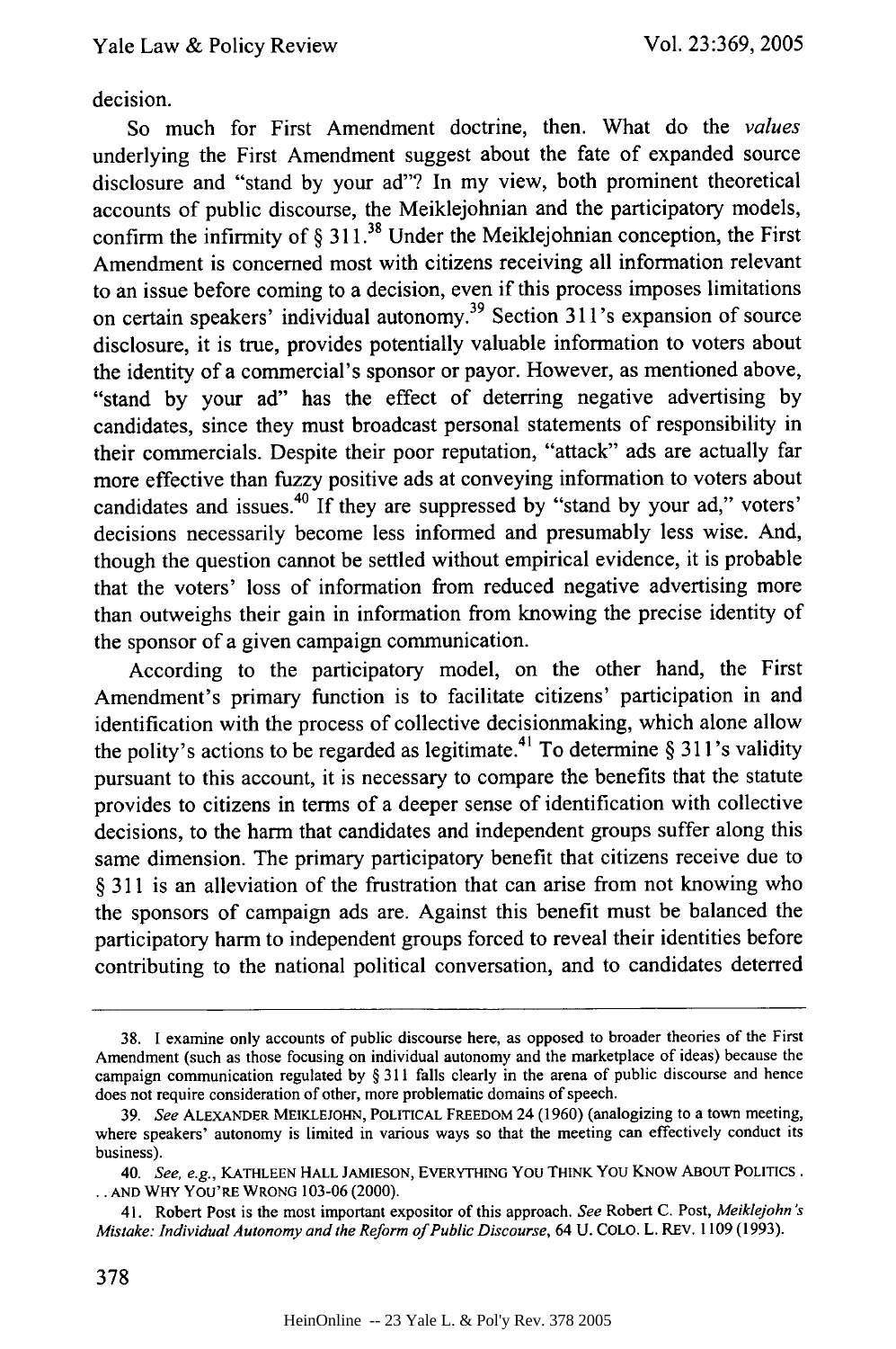decision.

So much for First Amendment doctrine, then. What do the *values* underlying the First Amendment suggest about the fate of expanded source disclosure and "stand by your ad"? In my view, both prominent theoretical accounts of public discourse, the Meiklejohnian and the participatory models, confirm the infirmity of § 311.[38] Under the Meiklejohnian conception, the First Amendment is concerned most with citizens receiving all information relevant to an issue before coming to a decision, even if this process imposes limitations on certain speakers' individual autonomy.[39] Section 311's expansion of source disclosure, it is true, provides potentially valuable information to voters about the identity of a commercial's sponsor or payor. However, as mentioned above, "stand by your ad" has the effect of deterring negative advertising by candidates, since they must broadcast personal statements of responsibility in their commercials. Despite their poor reputation, "attack" ads are actually far more effective than fuzzy positive ads at conveying information to voters about candidates and issues.[40] If they are suppressed by "stand by your ad," voters' decisions necessarily become less informed and presumably less wise. And, though the question cannot be settled without empirical evidence, it is probable that the voters' loss of information from reduced negative advertising more than outweighs their gain in information from knowing the precise identity of the sponsor of a given campaign communication.

According to the participatory model, on the other hand, the First Amendment's primary function is to facilitate citizens' participation in and identification with the process of collective decisionmaking, which alone allow the polity's actions to be regarded as legitimate.[41] To determine § 311's validity pursuant to this account, it is necessary to compare the benefits that the statute provides to citizens in terms of a deeper sense of identification with collective decisions, to the harm that candidates and independent groups suffer along this same dimension. The primary participatory benefit that citizens receive due to § 311 is an alleviation of the frustration that can arise from not knowing who the sponsors of campaign ads are. Against this benefit must be balanced the participatory harm to independent groups forced to reveal their identities before contributing to the national political conversation, and to candidates deterred

---

38. I examine only accounts of public discourse here, as opposed to broader theories of the First Amendment (such as those focusing on individual autonomy and the marketplace of ideas) because the campaign communication regulated by § 311 falls clearly in the arena of public discourse and hence does not require consideration of other, more problematic domains of speech.

39. *See* ALEXANDER MEIKLEJOHN, POLITICAL FREEDOM 24 (1960) (analogizing to a town meeting, where speakers' autonomy is limited in various ways so that the meeting can effectively conduct its business).

40. *See, e.g.*, KATHLEEN HALL JAMIESON, EVERYTHING YOU THINK YOU KNOW ABOUT POLITICS . . . AND WHY YOU'RE WRONG 103-06 (2000).

41. Robert Post is the most important expositor of this approach. *See* Robert C. Post, *Meiklejohn's Mistake: Individual Autonomy and the Reform of Public Discourse*, 64 U. COLO. L. REV. 1109 (1993).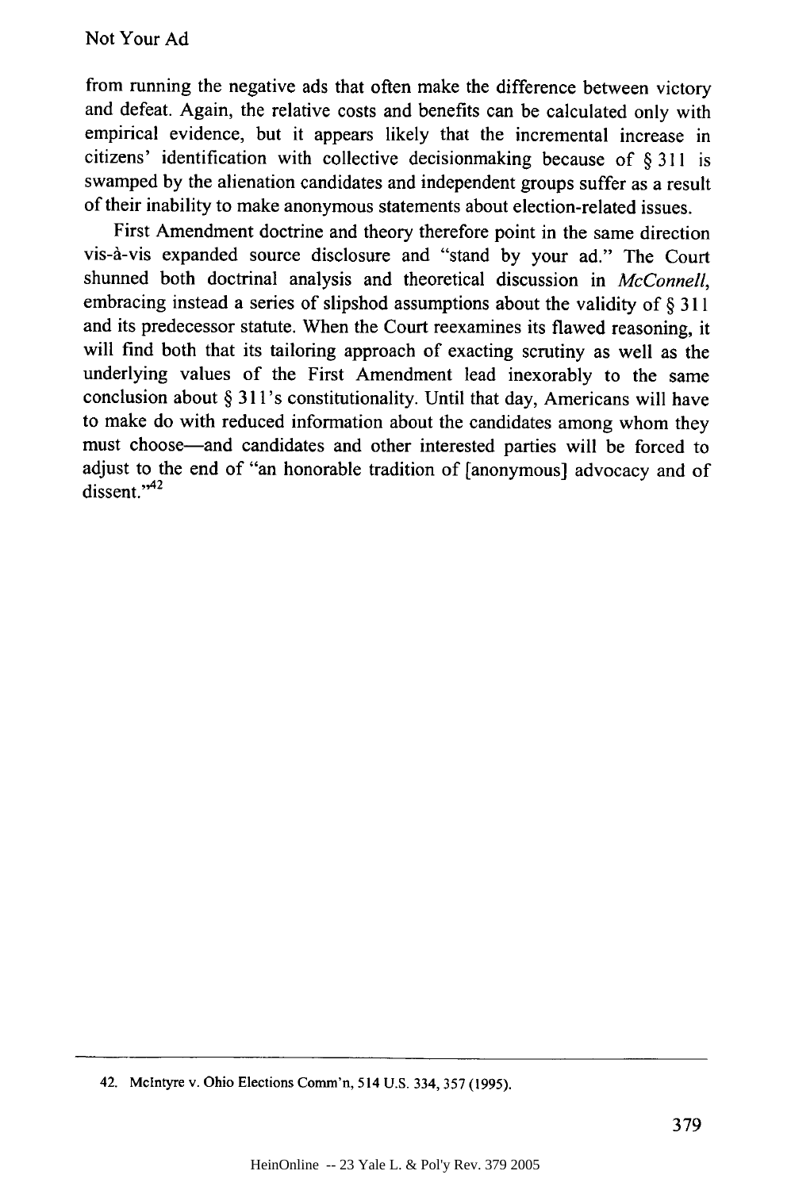from running the negative ads that often make the difference between victory and defeat. Again, the relative costs and benefits can be calculated only with empirical evidence, but it appears likely that the incremental increase in citizens' identification with collective decisionmaking because of § 311 is swamped by the alienation candidates and independent groups suffer as a result of their inability to make anonymous statements about election-related issues.

First Amendment doctrine and theory therefore point in the same direction vis-à-vis expanded source disclosure and "stand by your ad." The Court shunned both doctrinal analysis and theoretical discussion in *McConnell*, embracing instead a series of slipshod assumptions about the validity of § 311 and its predecessor statute. When the Court reexamines its flawed reasoning, it will find both that its tailoring approach of exacting scrutiny as well as the underlying values of the First Amendment lead inexorably to the same conclusion about § 311's constitutionality. Until that day, Americans will have to make do with reduced information about the candidates among whom they must choose—and candidates and other interested parties will be forced to adjust to the end of "an honorable tradition of [anonymous] advocacy and of dissent."[42]

---

42. McIntyre v. Ohio Elections Comm'n, 514 U.S. 334, 357 (1995).